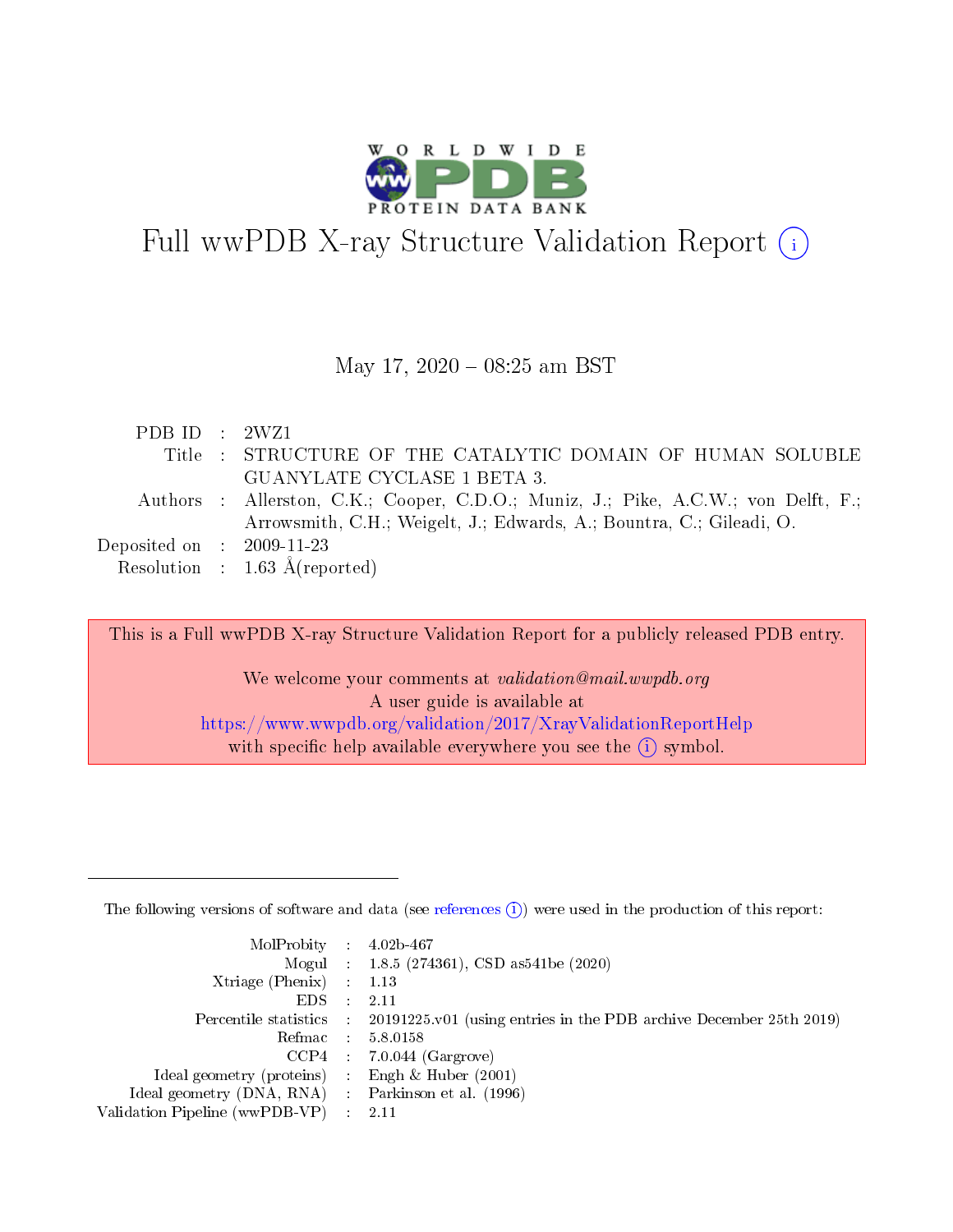# Full wwPDB X-ray Structure Validation Report (i)

May 17, 2020 – 08:25 am BST

| | | |
|---|---|---|
| PDB ID | : | 2WZ1 |
| Title | : | STRUCTURE OF THE CATALYTIC DOMAIN OF HUMAN SOLUBLE GUANYLATE CYCLASE 1 BETA 3. |
| Authors | : | Allerston, C.K.; Cooper, C.D.O.; Muniz, J.; Pike, A.C.W.; von Delft, F.; Arrowsmith, C.H.; Weigelt, J.; Edwards, A.; Bountra, C.; Gileadi, O. |
| Deposited on | : | 2009-11-23 |
| Resolution | : | 1.63 Å(reported) |

This is a Full wwPDB X-ray Structure Validation Report for a publicly released PDB entry.

We welcome your comments at *validation@mail.wwpdb.org*
A user guide is available at
https://www.wwpdb.org/validation/2017/XrayValidationReportHelp
with specific help available everywhere you see the (i) symbol.

---

The following versions of software and data (see references (i)) were used in the production of this report:

| | | |
|---|---|---|
| MolProbity | : | 4.02b-467 |
| Mogul | : | 1.8.5 (274361), CSD as541be (2020) |
| Xtriage (Phenix) | : | 1.13 |
| EDS | : | 2.11 |
| Percentile statistics | : | 20191225.v01 (using entries in the PDB archive December 25th 2019) |
| Refmac | : | 5.8.0158 |
| CCP4 | : | 7.0.044 (Gargrove) |
| Ideal geometry (proteins) | : | Engh & Huber (2001) |
| Ideal geometry (DNA, RNA) | : | Parkinson et al. (1996) |
| Validation Pipeline (wwPDB-VP) | : | 2.11 |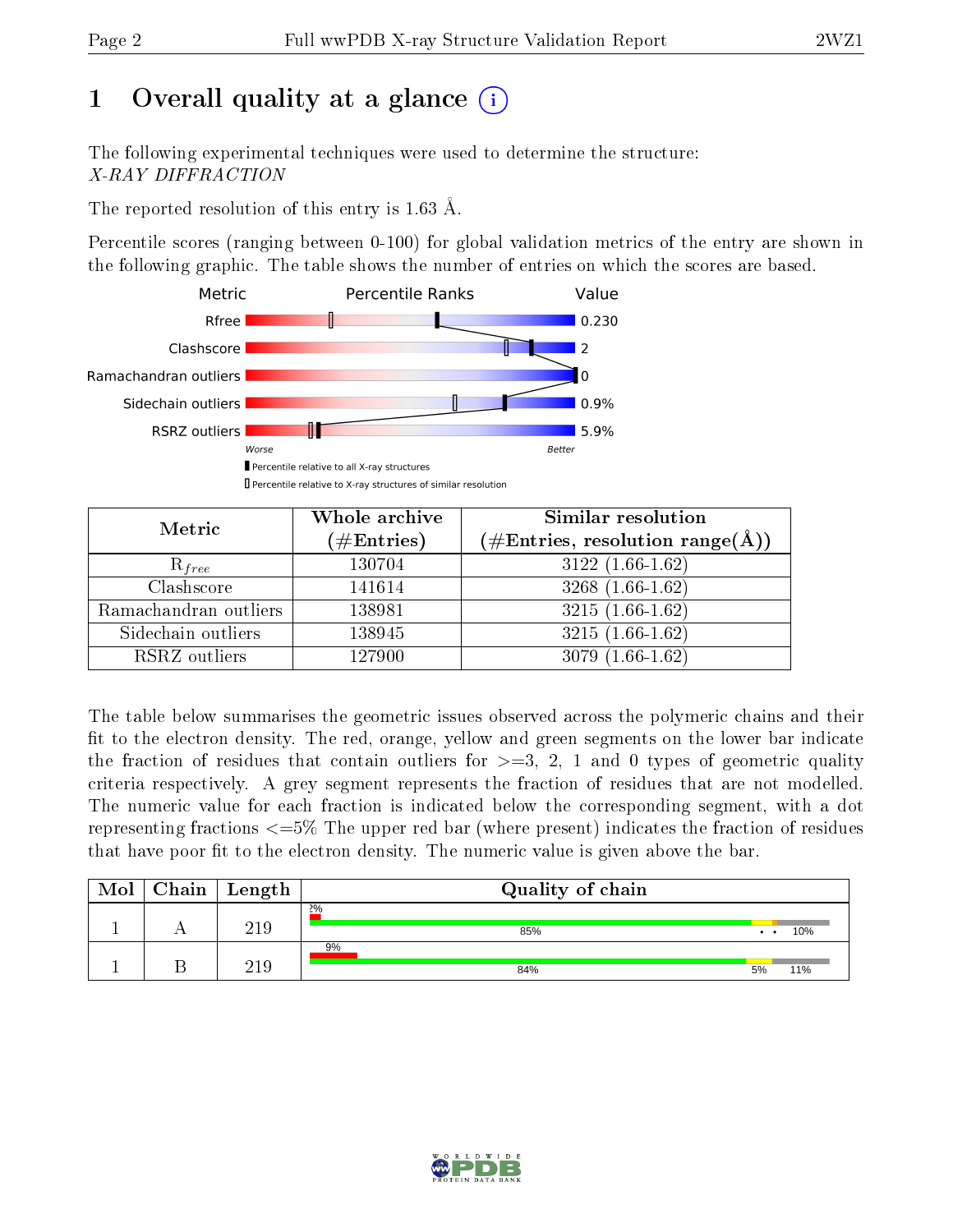# 1 Overall quality at a glance (i)

The following experimental techniques were used to determine the structure:
*X-RAY DIFFRACTION*

The reported resolution of this entry is 1.63 Å.

Percentile scores (ranging between 0-100) for global validation metrics of the entry are shown in the following graphic. The table shows the number of entries on which the scores are based.

| Metric | Value |
|---|---|
| Rfree | 0.230 |
| Clashscore | 2 |
| Ramachandran outliers | 0 |
| Sidechain outliers | 0.9% |
| RSRZ outliers | 5.9% |

Worse — Better

▮ Percentile relative to all X-ray structures
▯ Percentile relative to X-ray structures of similar resolution

| Metric | Whole archive (#Entries) | Similar resolution (#Entries, resolution range(Å)) |
|---|---|---|
| $R_{free}$ | 130704 | 3122 (1.66-1.62) |
| Clashscore | 141614 | 3268 (1.66-1.62) |
| Ramachandran outliers | 138981 | 3215 (1.66-1.62) |
| Sidechain outliers | 138945 | 3215 (1.66-1.62) |
| RSRZ outliers | 127900 | 3079 (1.66-1.62) |

The table below summarises the geometric issues observed across the polymeric chains and their fit to the electron density. The red, orange, yellow and green segments on the lower bar indicate the fraction of residues that contain outliers for >=3, 2, 1 and 0 types of geometric quality criteria respectively. A grey segment represents the fraction of residues that are not modelled. The numeric value for each fraction is indicated below the corresponding segment, with a dot representing fractions <=5% The upper red bar (where present) indicates the fraction of residues that have poor fit to the electron density. The numeric value is given above the bar.

| Mol | Chain | Length | Quality of chain |
|---|---|---|---|
| 1 | A | 219 | 2%; 85% • • 10% |
| 1 | B | 219 | 9%; 84% 5% 11% |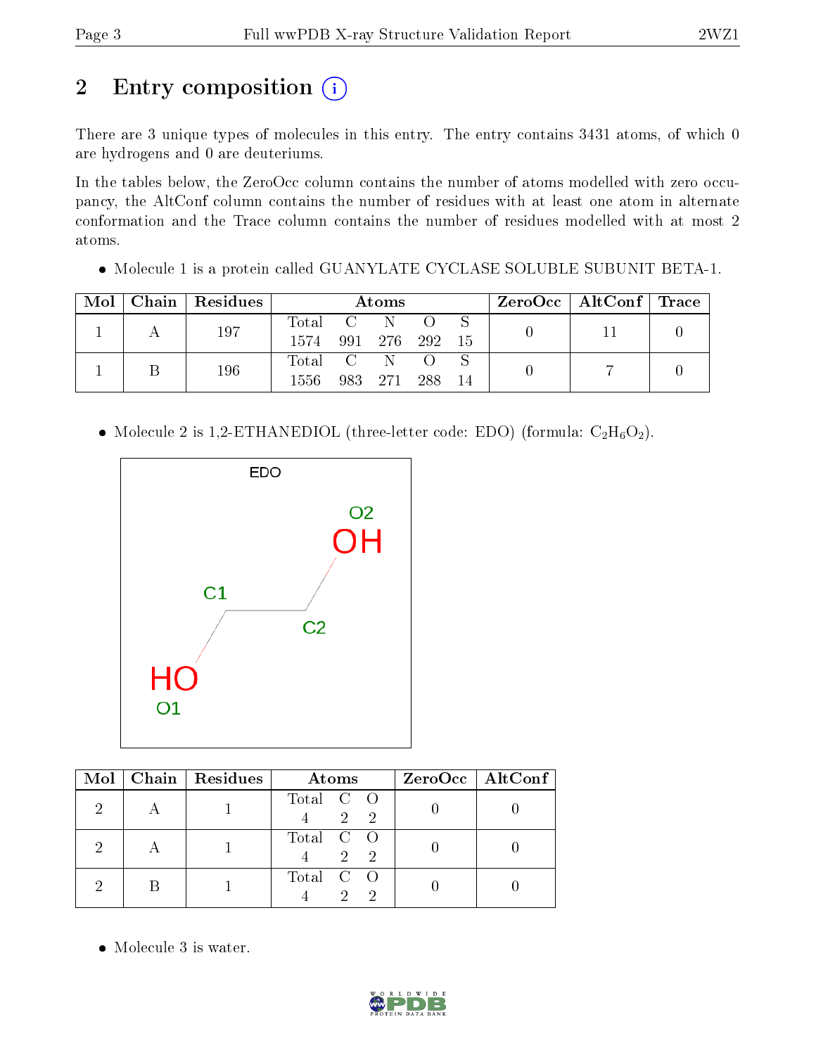## 2 Entry composition

There are 3 unique types of molecules in this entry. The entry contains 3431 atoms, of which 0 are hydrogens and 0 are deuteriums.

In the tables below, the ZeroOcc column contains the number of atoms modelled with zero occupancy, the AltConf column contains the number of residues with at least one atom in alternate conformation and the Trace column contains the number of residues modelled with at most 2 atoms.

- Molecule 1 is a protein called GUANYLATE CYCLASE SOLUBLE SUBUNIT BETA-1.

| Mol | Chain | Residues | Atoms | | | | | ZeroOcc | AltConf | Trace |
|---|---|---|---|---|---|---|---|---|---|---|
| 1 | A | 197 | Total 1574 | C 991 | N 276 | O 292 | S 15 | 0 | 11 | 0 |
| 1 | B | 196 | Total 1556 | C 983 | N 271 | O 288 | S 14 | 0 | 7 | 0 |

- Molecule 2 is 1,2-ETHANEDIOL (three-letter code: EDO) (formula: $C_2H_6O_2$).

| Mol | Chain | Residues | Atoms | | | ZeroOcc | AltConf |
|---|---|---|---|---|---|---|---|
| 2 | A | 1 | Total 4 | C 2 | O 2 | 0 | 0 |
| 2 | A | 1 | Total 4 | C 2 | O 2 | 0 | 0 |
| 2 | B | 1 | Total 4 | C 2 | O 2 | 0 | 0 |

- Molecule 3 is water.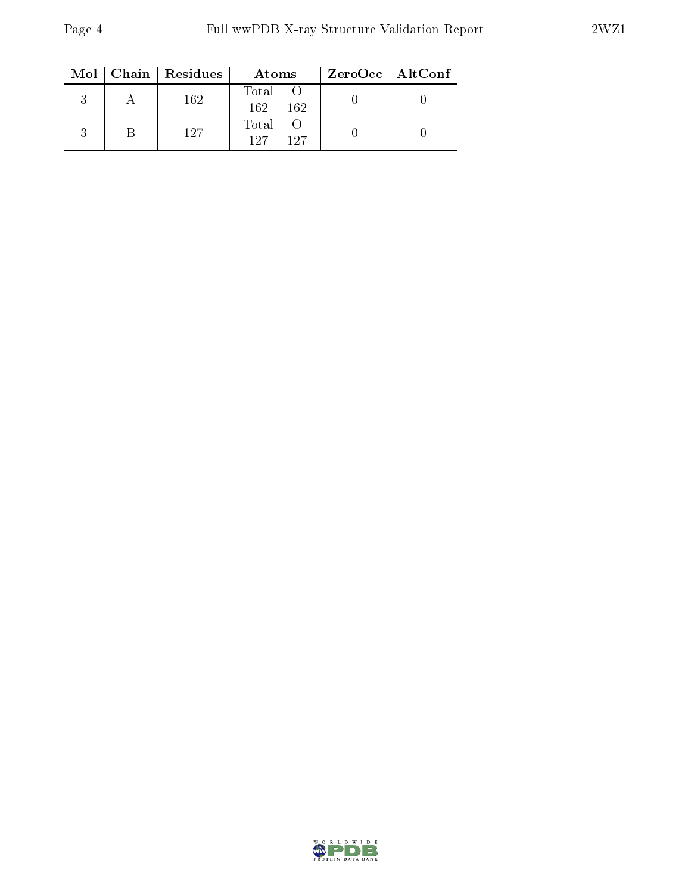| Mol | Chain | Residues | Atoms | | ZeroOcc | AltConf |
|---|---|---|---|---|---|---|
| 3 | A | 162 | Total<br>162 | O<br>162 | 0 | 0 |
| 3 | B | 127 | Total<br>127 | O<br>127 | 0 | 0 |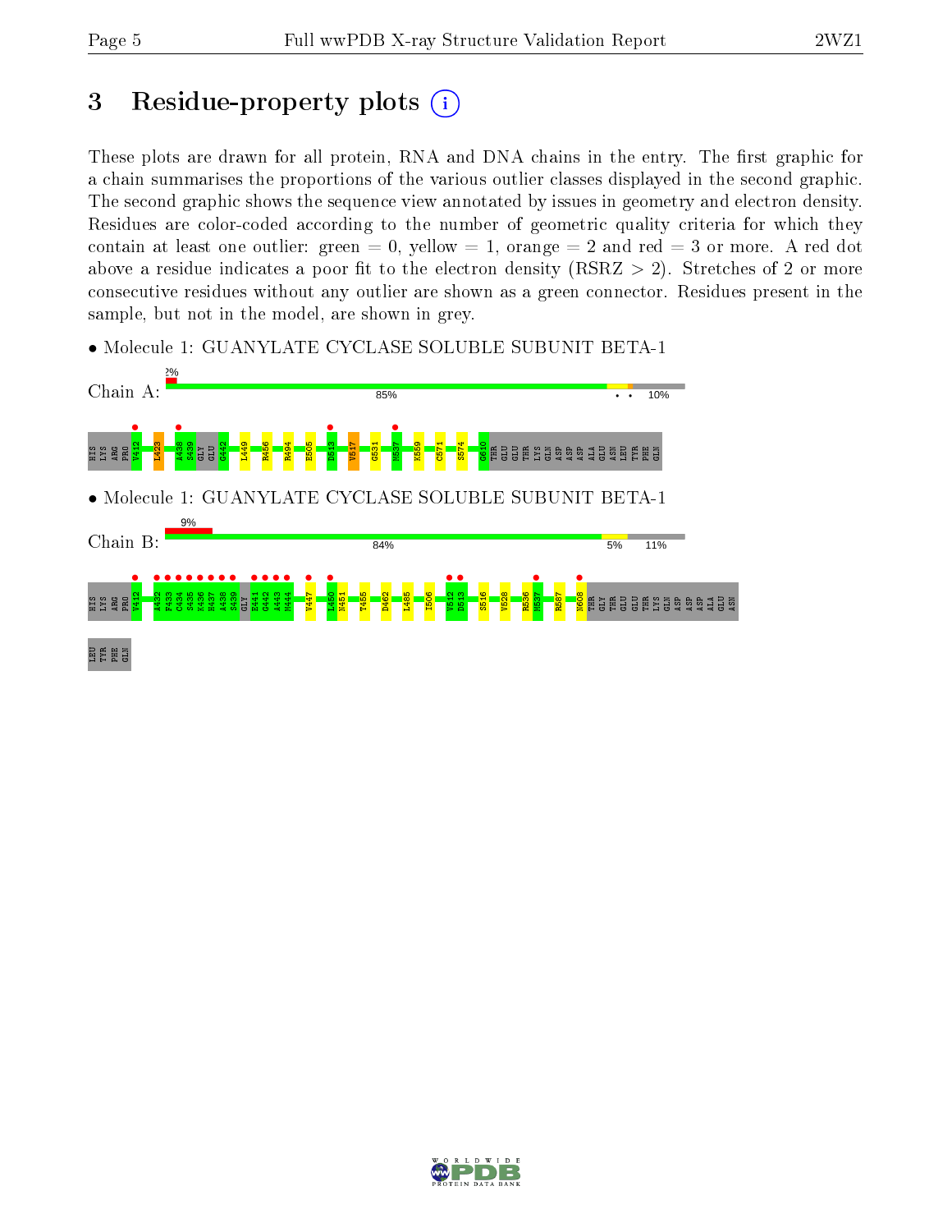# 3 Residue-property plots

These plots are drawn for all protein, RNA and DNA chains in the entry. The first graphic for a chain summarises the proportions of the various outlier classes displayed in the second graphic. The second graphic shows the sequence view annotated by issues in geometry and electron density. Residues are color-coded according to the number of geometric quality criteria for which they contain at least one outlier: green = 0, yellow = 1, orange = 2 and red = 3 or more. A red dot above a residue indicates a poor fit to the electron density (RSRZ > 2). Stretches of 2 or more consecutive residues without any outlier are shown as a green connector. Residues present in the sample, but not in the model, are shown in grey.

• Molecule 1: GUANYLATE CYCLASE SOLUBLE SUBUNIT BETA-1

Chain A: 2% | 85% | 10%

HIS LYS ARG PRO V412 I423 A438 S439 GLY GLU G442 L449 R456 R494 E505 D513 V517 G531 M537 K559 C571 S574 G610 THR GLU GLU THR LYS GLN ASP ASP ASP ALA GLU ASN LEU TYR PHE GLN

• Molecule 1: GUANYLATE CYCLASE SOLUBLE SUBUNIT BETA-1

Chain B: 9% | 84% | 5% | 11%

HIS LYS ARG PRO V412 A432 F433 C434 S435 K436 H437 A438 S439 GLY E441 G442 A443 M444 V447 L450 N451 T455 D462 L485 I506 V512 E513 S516 V528 R536 M537 R587 N608 THR GLY THR GLU GLU THR LYS GLN ASP ASP ASP ALA GLU ASN LEU TYR PHE GLN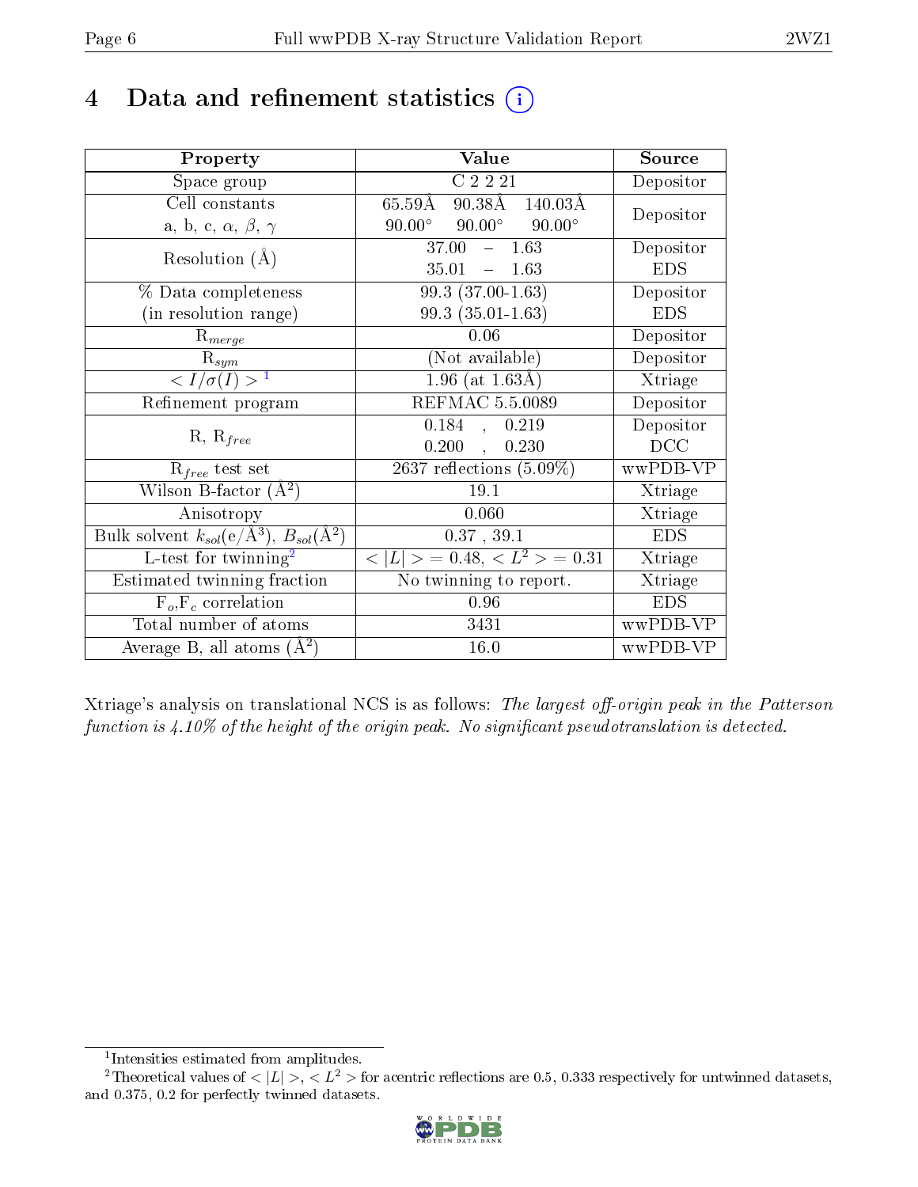# 4 Data and refinement statistics

| Property | Value | Source |
|---|---|---|
| Space group | C 2 2 21 | Depositor |
| Cell constants<br>a, b, c, $\alpha$, $\beta$, $\gamma$ | 65.59Å 90.38Å 140.03Å<br>90.00° 90.00° 90.00° | Depositor |
| Resolution (Å) | 37.00 – 1.63<br>35.01 – 1.63 | Depositor<br>EDS |
| % Data completeness<br>(in resolution range) | 99.3 (37.00-1.63)<br>99.3 (35.01-1.63) | Depositor<br>EDS |
| $R_{merge}$ | 0.06 | Depositor |
| $R_{sym}$ | (Not available) | Depositor |
| $< I/\sigma(I) >$ [1] | 1.96 (at 1.63Å) | Xtriage |
| Refinement program | REFMAC 5.5.0089 | Depositor |
| R, $R_{free}$ | 0.184 , 0.219<br>0.200 , 0.230 | Depositor<br>DCC |
| $R_{free}$ test set | 2637 reflections (5.09%) | wwPDB-VP |
| Wilson B-factor (Å$^2$) | 19.1 | Xtriage |
| Anisotropy | 0.060 | Xtriage |
| Bulk solvent $k_{sol}$(e/Å$^3$), $B_{sol}$(Å$^2$) | 0.37 , 39.1 | EDS |
| L-test for twinning[2] | $< \|L\| >$ = 0.48, $< L^2 >$ = 0.31 | Xtriage |
| Estimated twinning fraction | No twinning to report. | Xtriage |
| $F_o$,$F_c$ correlation | 0.96 | EDS |
| Total number of atoms | 3431 | wwPDB-VP |
| Average B, all atoms (Å$^2$) | 16.0 | wwPDB-VP |

Xtriage's analysis on translational NCS is as follows: *The largest off-origin peak in the Patterson function is 4.10% of the height of the origin peak. No significant pseudotranslation is detected.*

[1] Intensities estimated from amplitudes.

[2] Theoretical values of $< |L| >$, $< L^2 >$ for acentric reflections are 0.5, 0.333 respectively for untwinned datasets, and 0.375, 0.2 for perfectly twinned datasets.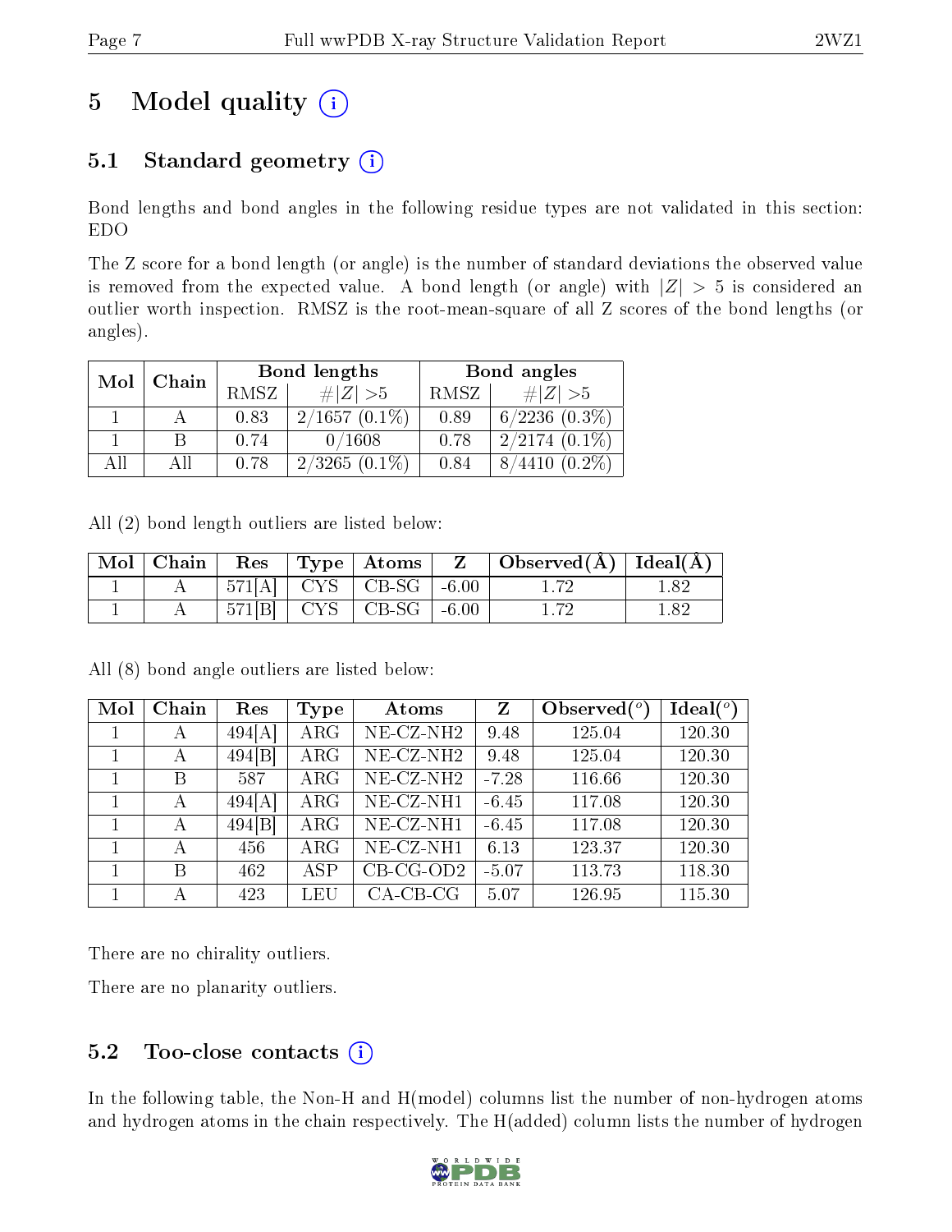# 5 Model quality

## 5.1 Standard geometry

Bond lengths and bond angles in the following residue types are not validated in this section: EDO

The Z score for a bond length (or angle) is the number of standard deviations the observed value is removed from the expected value. A bond length (or angle) with $|Z| > 5$ is considered an outlier worth inspection. RMSZ is the root-mean-square of all Z scores of the bond lengths (or angles).

| Mol | Chain | Bond lengths | | Bond angles | |
|---|---|---|---|---|---|
| | | RMSZ | $\#\|Z\| > 5$ | RMSZ | $\#\|Z\| > 5$ |
| 1 | A | 0.83 | 2/1657 (0.1%) | 0.89 | 6/2236 (0.3%) |
| 1 | B | 0.74 | 0/1608 | 0.78 | 2/2174 (0.1%) |
| All | All | 0.78 | 2/3265 (0.1%) | 0.84 | 8/4410 (0.2%) |

All (2) bond length outliers are listed below:

| Mol | Chain | Res | Type | Atoms | Z | Observed(Å) | Ideal(Å) |
|---|---|---|---|---|---|---|---|
| 1 | A | 571[A] | CYS | CB-SG | -6.00 | 1.72 | 1.82 |
| 1 | A | 571[B] | CYS | CB-SG | -6.00 | 1.72 | 1.82 |

All (8) bond angle outliers are listed below:

| Mol | Chain | Res | Type | Atoms | Z | Observed(°) | Ideal(°) |
|---|---|---|---|---|---|---|---|
| 1 | A | 494[A] | ARG | NE-CZ-NH2 | 9.48 | 125.04 | 120.30 |
| 1 | A | 494[B] | ARG | NE-CZ-NH2 | 9.48 | 125.04 | 120.30 |
| 1 | B | 587 | ARG | NE-CZ-NH2 | -7.28 | 116.66 | 120.30 |
| 1 | A | 494[A] | ARG | NE-CZ-NH1 | -6.45 | 117.08 | 120.30 |
| 1 | A | 494[B] | ARG | NE-CZ-NH1 | -6.45 | 117.08 | 120.30 |
| 1 | A | 456 | ARG | NE-CZ-NH1 | 6.13 | 123.37 | 120.30 |
| 1 | B | 462 | ASP | CB-CG-OD2 | -5.07 | 113.73 | 118.30 |
| 1 | A | 423 | LEU | CA-CB-CG | 5.07 | 126.95 | 115.30 |

There are no chirality outliers.

There are no planarity outliers.

## 5.2 Too-close contacts

In the following table, the Non-H and H(model) columns list the number of non-hydrogen atoms and hydrogen atoms in the chain respectively. The H(added) column lists the number of hydrogen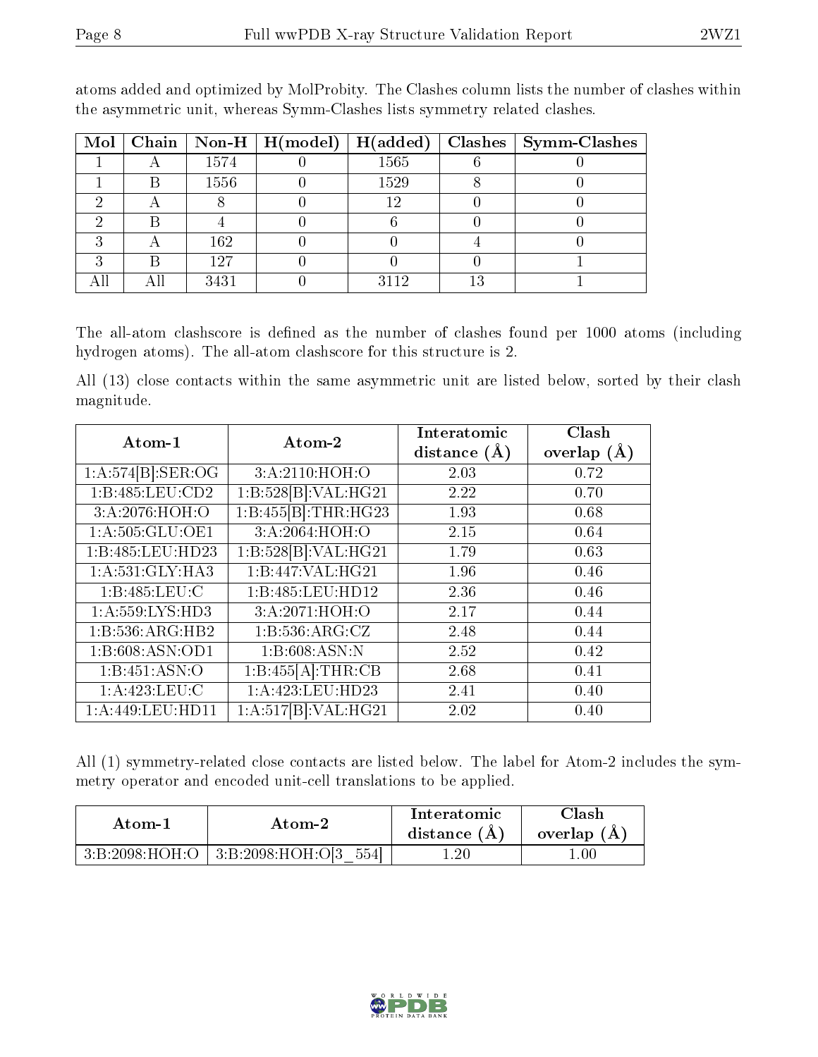atoms added and optimized by MolProbity. The Clashes column lists the number of clashes within the asymmetric unit, whereas Symm-Clashes lists symmetry related clashes.

| Mol | Chain | Non-H | H(model) | H(added) | Clashes | Symm-Clashes |
|---|---|---|---|---|---|---|
| 1 | A | 1574 | 0 | 1565 | 6 | 0 |
| 1 | B | 1556 | 0 | 1529 | 8 | 0 |
| 2 | A | 8 | 0 | 12 | 0 | 0 |
| 2 | B | 4 | 0 | 6 | 0 | 0 |
| 3 | A | 162 | 0 | 0 | 4 | 0 |
| 3 | B | 127 | 0 | 0 | 0 | 1 |
| All | All | 3431 | 0 | 3112 | 13 | 1 |

The all-atom clashscore is defined as the number of clashes found per 1000 atoms (including hydrogen atoms). The all-atom clashscore for this structure is 2.

All (13) close contacts within the same asymmetric unit are listed below, sorted by their clash magnitude.

| Atom-1 | Atom-2 | Interatomic distance (Å) | Clash overlap (Å) |
|---|---|---|---|
| 1:A:574[B]:SER:OG | 3:A:2110:HOH:O | 2.03 | 0.72 |
| 1:B:485:LEU:CD2 | 1:B:528[B]:VAL:HG21 | 2.22 | 0.70 |
| 3:A:2076:HOH:O | 1:B:455[B]:THR:HG23 | 1.93 | 0.68 |
| 1:A:505:GLU:OE1 | 3:A:2064:HOH:O | 2.15 | 0.64 |
| 1:B:485:LEU:HD23 | 1:B:528[B]:VAL:HG21 | 1.79 | 0.63 |
| 1:A:531:GLY:HA3 | 1:B:447:VAL:HG21 | 1.96 | 0.46 |
| 1:B:485:LEU:C | 1:B:485:LEU:HD12 | 2.36 | 0.46 |
| 1:A:559:LYS:HD3 | 3:A:2071:HOH:O | 2.17 | 0.44 |
| 1:B:536:ARG:HB2 | 1:B:536:ARG:CZ | 2.48 | 0.44 |
| 1:B:608:ASN:OD1 | 1:B:608:ASN:N | 2.52 | 0.42 |
| 1:B:451:ASN:O | 1:B:455[A]:THR:CB | 2.68 | 0.41 |
| 1:A:423:LEU:C | 1:A:423:LEU:HD23 | 2.41 | 0.40 |
| 1:A:449:LEU:HD11 | 1:A:517[B]:VAL:HG21 | 2.02 | 0.40 |

All (1) symmetry-related close contacts are listed below. The label for Atom-2 includes the symmetry operator and encoded unit-cell translations to be applied.

| Atom-1 | Atom-2 | Interatomic distance (Å) | Clash overlap (Å) |
|---|---|---|---|
| 3:B:2098:HOH:O | 3:B:2098:HOH:O[3_554] | 1.20 | 1.00 |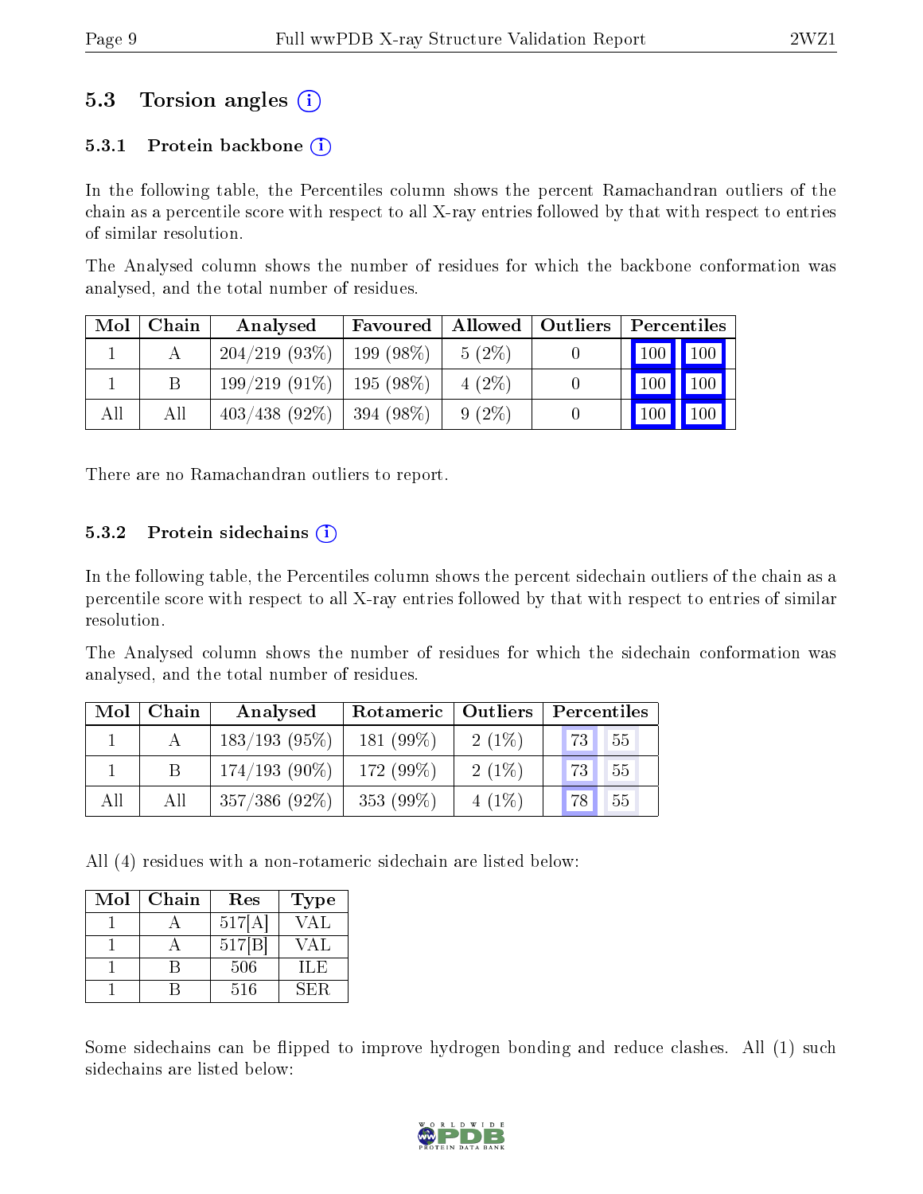## 5.3 Torsion angles (i)

### 5.3.1 Protein backbone (i)

In the following table, the Percentiles column shows the percent Ramachandran outliers of the chain as a percentile score with respect to all X-ray entries followed by that with respect to entries of similar resolution.

The Analysed column shows the number of residues for which the backbone conformation was analysed, and the total number of residues.

| Mol | Chain | Analysed | Favoured | Allowed | Outliers | Percentiles | |
|---|---|---|---|---|---|---|---|
| 1 | A | 204/219 (93%) | 199 (98%) | 5 (2%) | 0 | 100 | 100 |
| 1 | B | 199/219 (91%) | 195 (98%) | 4 (2%) | 0 | 100 | 100 |
| All | All | 403/438 (92%) | 394 (98%) | 9 (2%) | 0 | 100 | 100 |

There are no Ramachandran outliers to report.

### 5.3.2 Protein sidechains (i)

In the following table, the Percentiles column shows the percent sidechain outliers of the chain as a percentile score with respect to all X-ray entries followed by that with respect to entries of similar resolution.

The Analysed column shows the number of residues for which the sidechain conformation was analysed, and the total number of residues.

| Mol | Chain | Analysed | Rotameric | Outliers | Percentiles | |
|---|---|---|---|---|---|---|
| 1 | A | 183/193 (95%) | 181 (99%) | 2 (1%) | 73 | 55 |
| 1 | B | 174/193 (90%) | 172 (99%) | 2 (1%) | 73 | 55 |
| All | All | 357/386 (92%) | 353 (99%) | 4 (1%) | 78 | 55 |

All (4) residues with a non-rotameric sidechain are listed below:

| Mol | Chain | Res | Type |
|---|---|---|---|
| 1 | A | 517[A] | VAL |
| 1 | A | 517[B] | VAL |
| 1 | B | 506 | ILE |
| 1 | B | 516 | SER |

Some sidechains can be flipped to improve hydrogen bonding and reduce clashes. All (1) such sidechains are listed below: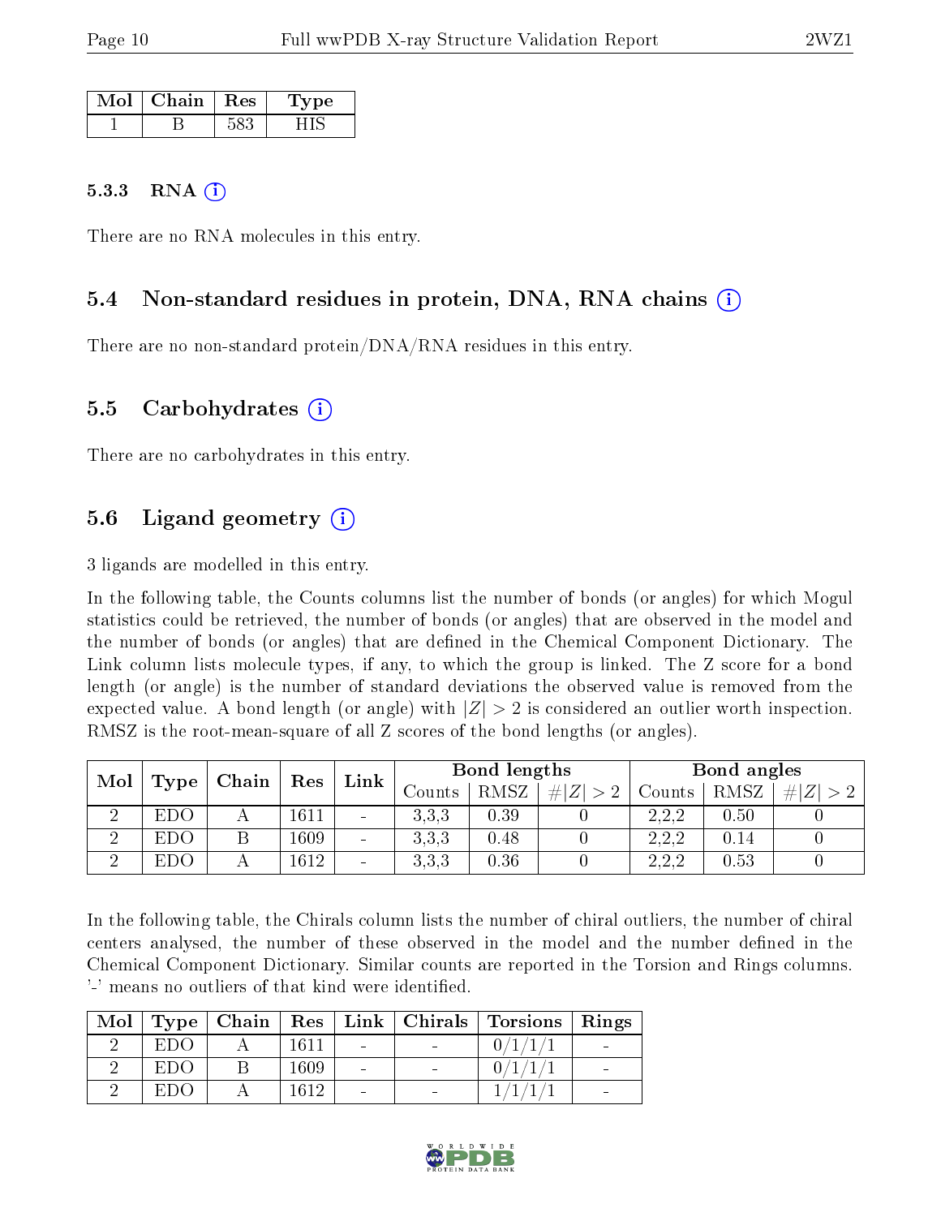| Mol | Chain | Res | Type |
|---|---|---|---|
| 1 | B | 583 | HIS |

#### 5.3.3 RNA ⓘ

There are no RNA molecules in this entry.

### 5.4 Non-standard residues in protein, DNA, RNA chains ⓘ

There are no non-standard protein/DNA/RNA residues in this entry.

### 5.5 Carbohydrates ⓘ

There are no carbohydrates in this entry.

### 5.6 Ligand geometry ⓘ

3 ligands are modelled in this entry.

In the following table, the Counts columns list the number of bonds (or angles) for which Mogul statistics could be retrieved, the number of bonds (or angles) that are observed in the model and the number of bonds (or angles) that are defined in the Chemical Component Dictionary. The Link column lists molecule types, if any, to which the group is linked. The Z score for a bond length (or angle) is the number of standard deviations the observed value is removed from the expected value. A bond length (or angle) with $|Z| > 2$ is considered an outlier worth inspection. RMSZ is the root-mean-square of all Z scores of the bond lengths (or angles).

| Mol | Type | Chain | Res | Link | Bond lengths | | | Bond angles | | |
|---|---|---|---|---|---|---|---|---|---|---|
| | | | | | Counts | RMSZ | $\#\|Z\| > 2$ | Counts | RMSZ | $\#\|Z\| > 2$ |
| 2 | EDO | A | 1611 | - | 3,3,3 | 0.39 | 0 | 2,2,2 | 0.50 | 0 |
| 2 | EDO | B | 1609 | - | 3,3,3 | 0.48 | 0 | 2,2,2 | 0.14 | 0 |
| 2 | EDO | A | 1612 | - | 3,3,3 | 0.36 | 0 | 2,2,2 | 0.53 | 0 |

In the following table, the Chirals column lists the number of chiral outliers, the number of chiral centers analysed, the number of these observed in the model and the number defined in the Chemical Component Dictionary. Similar counts are reported in the Torsion and Rings columns. '-' means no outliers of that kind were identified.

| Mol | Type | Chain | Res | Link | Chirals | Torsions | Rings |
|---|---|---|---|---|---|---|---|
| 2 | EDO | A | 1611 | - | - | 0/1/1/1 | - |
| 2 | EDO | B | 1609 | - | - | 0/1/1/1 | - |
| 2 | EDO | A | 1612 | - | - | 1/1/1/1 | - |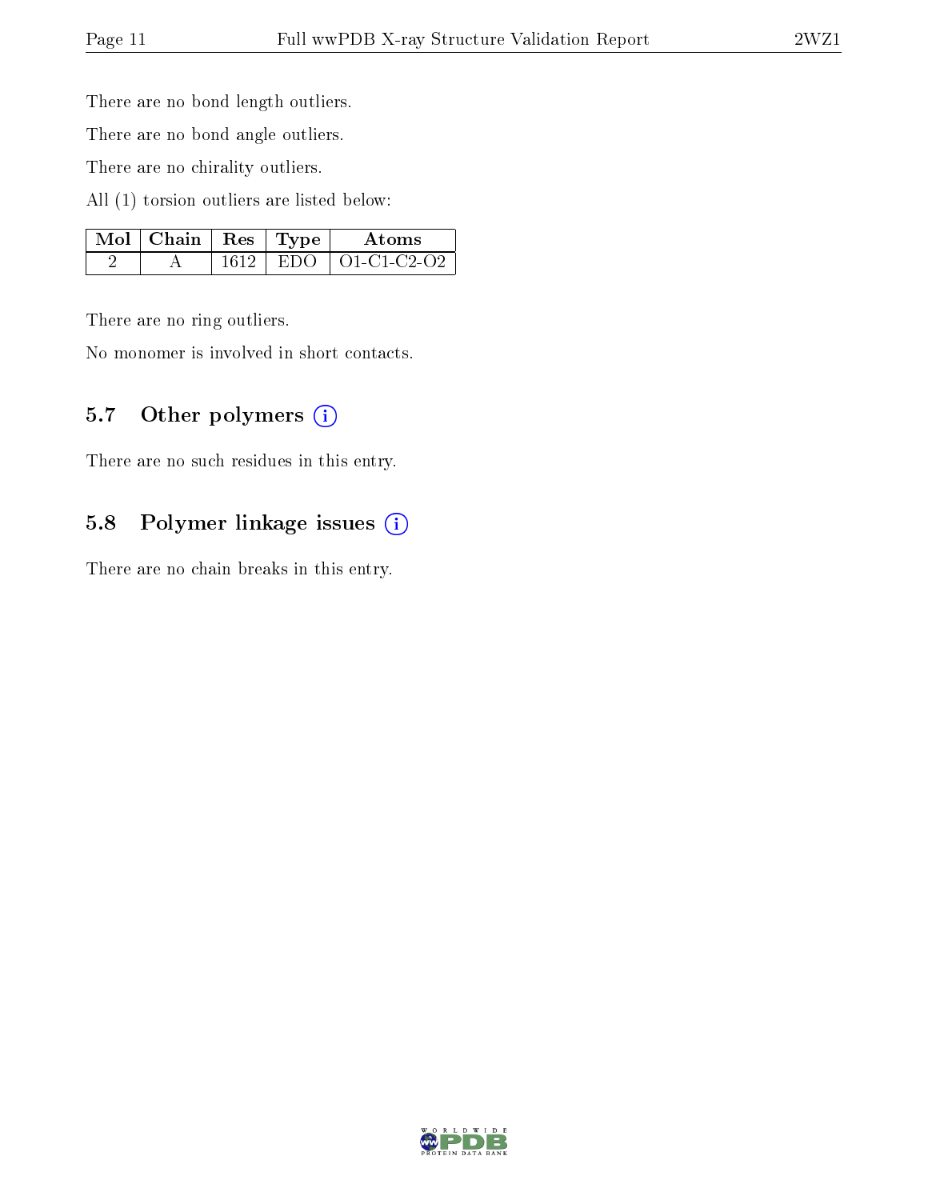There are no bond length outliers.

There are no bond angle outliers.

There are no chirality outliers.

All (1) torsion outliers are listed below:

| Mol | Chain | Res | Type | Atoms |
|---|---|---|---|---|
| 2 | A | 1612 | EDO | O1-C1-C2-O2 |

There are no ring outliers.

No monomer is involved in short contacts.

### 5.7 Other polymers

There are no such residues in this entry.

### 5.8 Polymer linkage issues

There are no chain breaks in this entry.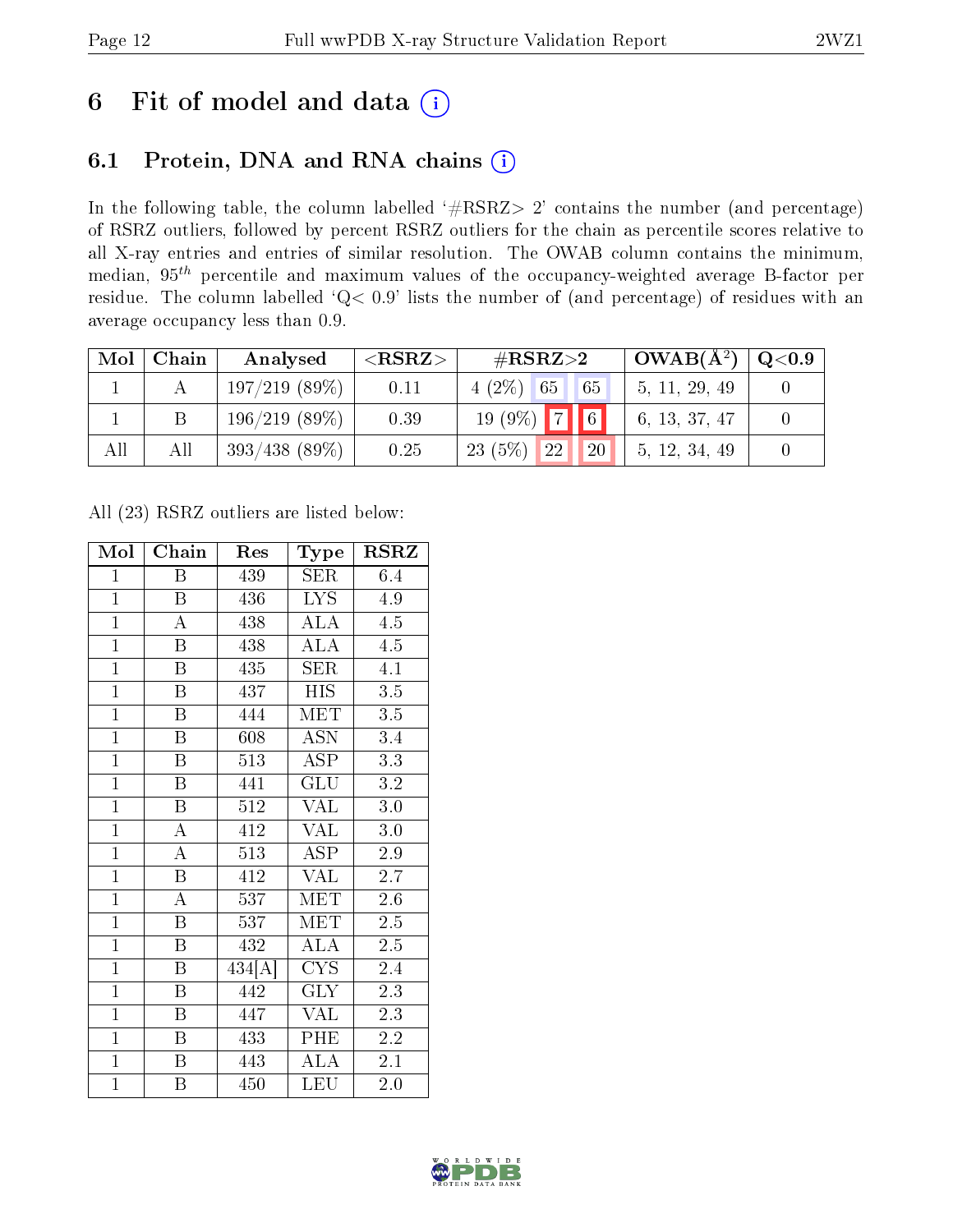# 6 Fit of model and data

## 6.1 Protein, DNA and RNA chains

In the following table, the column labelled '#RSRZ> 2' contains the number (and percentage) of RSRZ outliers, followed by percent RSRZ outliers for the chain as percentile scores relative to all X-ray entries and entries of similar resolution. The OWAB column contains the minimum, median, $95^{th}$ percentile and maximum values of the occupancy-weighted average B-factor per residue. The column labelled 'Q< 0.9' lists the number of (and percentage) of residues with an average occupancy less than 0.9.

| Mol | Chain | Analysed | <RSRZ> | #RSRZ>2 | | | OWAB(Å$^2$) | Q<0.9 |
|---|---|---|---|---|---|---|---|---|
| 1 | A | 197/219 (89%) | 0.11 | 4 (2%) | 65 | 65 | 5, 11, 29, 49 | 0 |
| 1 | B | 196/219 (89%) | 0.39 | 19 (9%) | 7 | 6 | 6, 13, 37, 47 | 0 |
| All | All | 393/438 (89%) | 0.25 | 23 (5%) | 22 | 20 | 5, 12, 34, 49 | 0 |

All (23) RSRZ outliers are listed below:

| Mol | Chain | Res | Type | RSRZ |
|---|---|---|---|---|
| 1 | B | 439 | SER | 6.4 |
| 1 | B | 436 | LYS | 4.9 |
| 1 | A | 438 | ALA | 4.5 |
| 1 | B | 438 | ALA | 4.5 |
| 1 | B | 435 | SER | 4.1 |
| 1 | B | 437 | HIS | 3.5 |
| 1 | B | 444 | MET | 3.5 |
| 1 | B | 608 | ASN | 3.4 |
| 1 | B | 513 | ASP | 3.3 |
| 1 | B | 441 | GLU | 3.2 |
| 1 | B | 512 | VAL | 3.0 |
| 1 | A | 412 | VAL | 3.0 |
| 1 | A | 513 | ASP | 2.9 |
| 1 | B | 412 | VAL | 2.7 |
| 1 | A | 537 | MET | 2.6 |
| 1 | B | 537 | MET | 2.5 |
| 1 | B | 432 | ALA | 2.5 |
| 1 | B | 434[A] | CYS | 2.4 |
| 1 | B | 442 | GLY | 2.3 |
| 1 | B | 447 | VAL | 2.3 |
| 1 | B | 433 | PHE | 2.2 |
| 1 | B | 443 | ALA | 2.1 |
| 1 | B | 450 | LEU | 2.0 |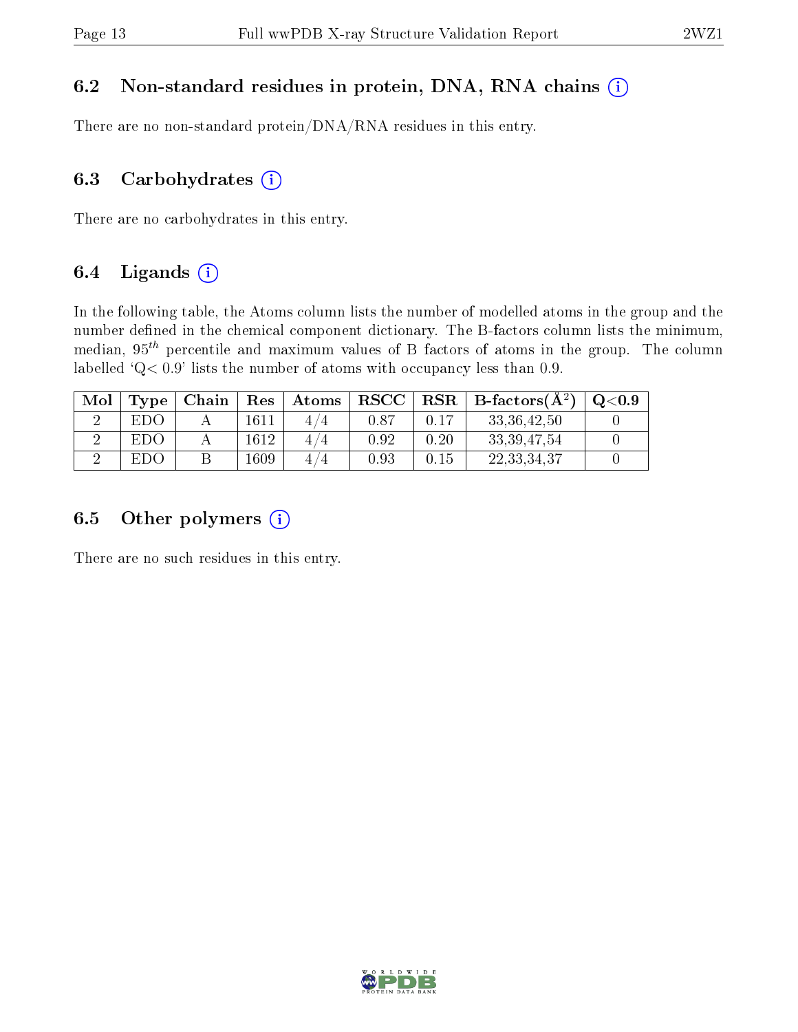### 6.2 Non-standard residues in protein, DNA, RNA chains

There are no non-standard protein/DNA/RNA residues in this entry.

### 6.3 Carbohydrates

There are no carbohydrates in this entry.

### 6.4 Ligands

In the following table, the Atoms column lists the number of modelled atoms in the group and the number defined in the chemical component dictionary. The B-factors column lists the minimum, median, $95^{th}$ percentile and maximum values of B factors of atoms in the group. The column labelled 'Q< 0.9' lists the number of atoms with occupancy less than 0.9.

| Mol | Type | Chain | Res | Atoms | RSCC | RSR | B-factors(Å$^2$) | Q<0.9 |
|---|---|---|---|---|---|---|---|---|
| 2 | EDO | A | 1611 | 4/4 | 0.87 | 0.17 | 33,36,42,50 | 0 |
| 2 | EDO | A | 1612 | 4/4 | 0.92 | 0.20 | 33,39,47,54 | 0 |
| 2 | EDO | B | 1609 | 4/4 | 0.93 | 0.15 | 22,33,34,37 | 0 |

### 6.5 Other polymers

There are no such residues in this entry.